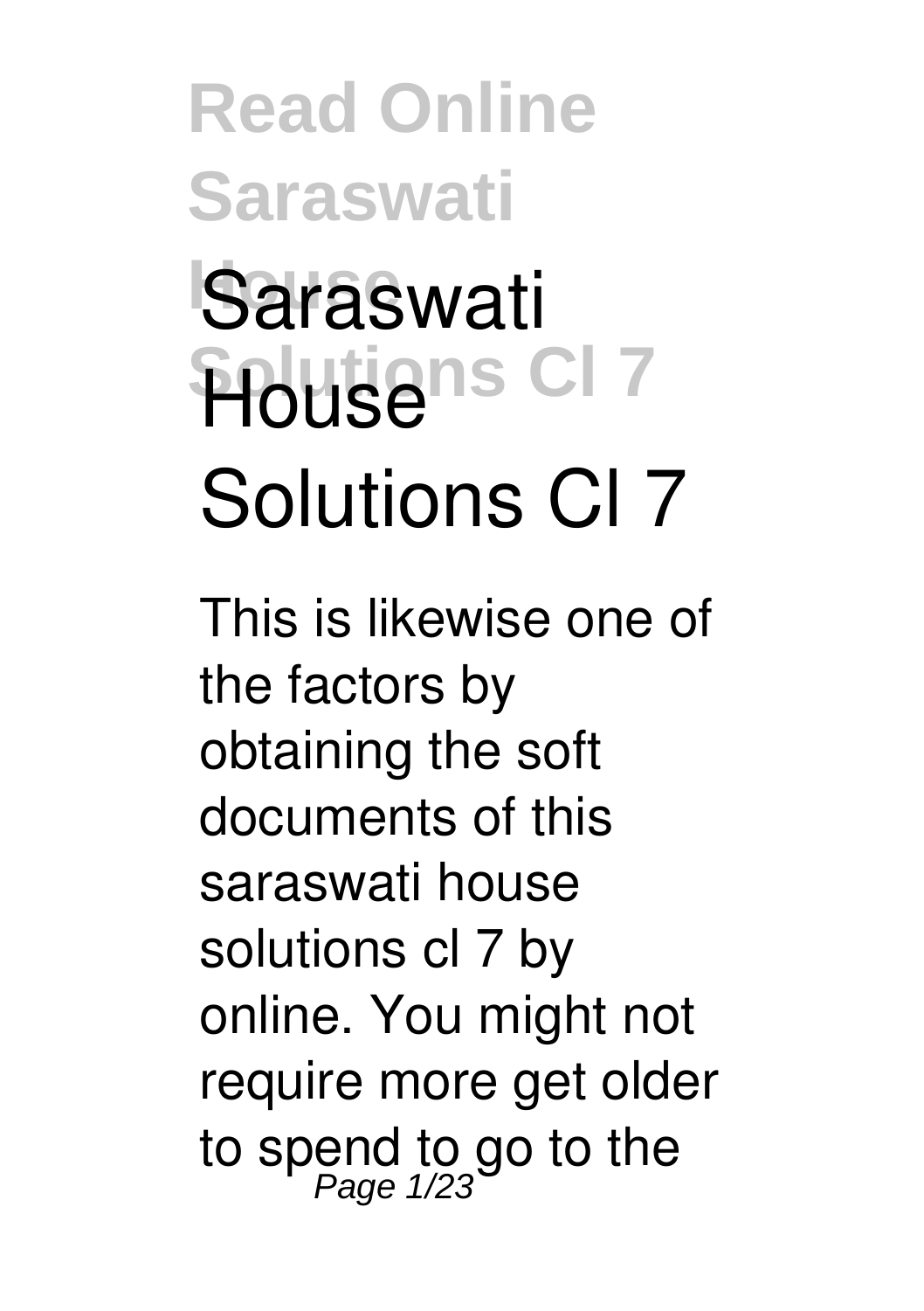# Saraswati House Solutions Cl 7

This is likewise one of the factors by obtaining the soft documents of this **saraswati house solutions cl 7** by online. You might not require more get older to spend to go to the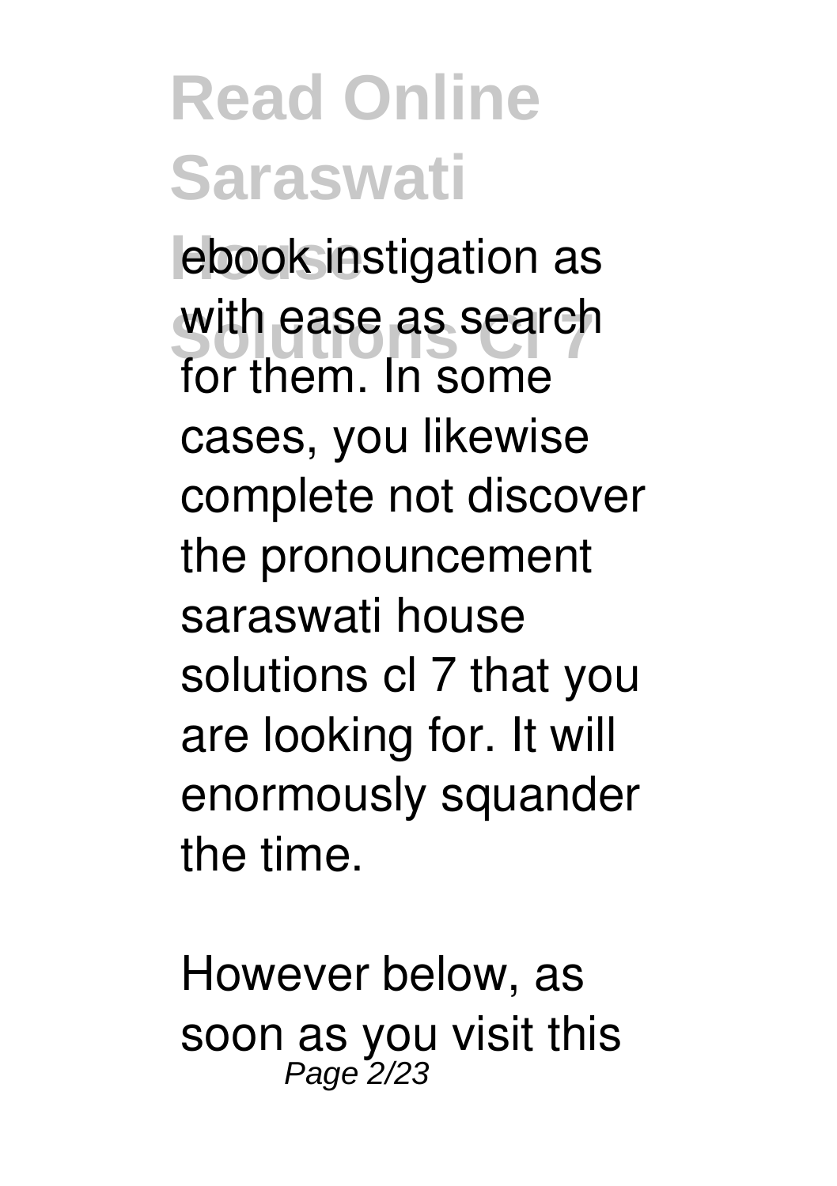ebook instigation as with ease as search for them. In some cases, you likewise complete not discover the pronouncement saraswati house solutions cl 7 that you are looking for. It will enormously squander the time.

However below, as soon as you visit this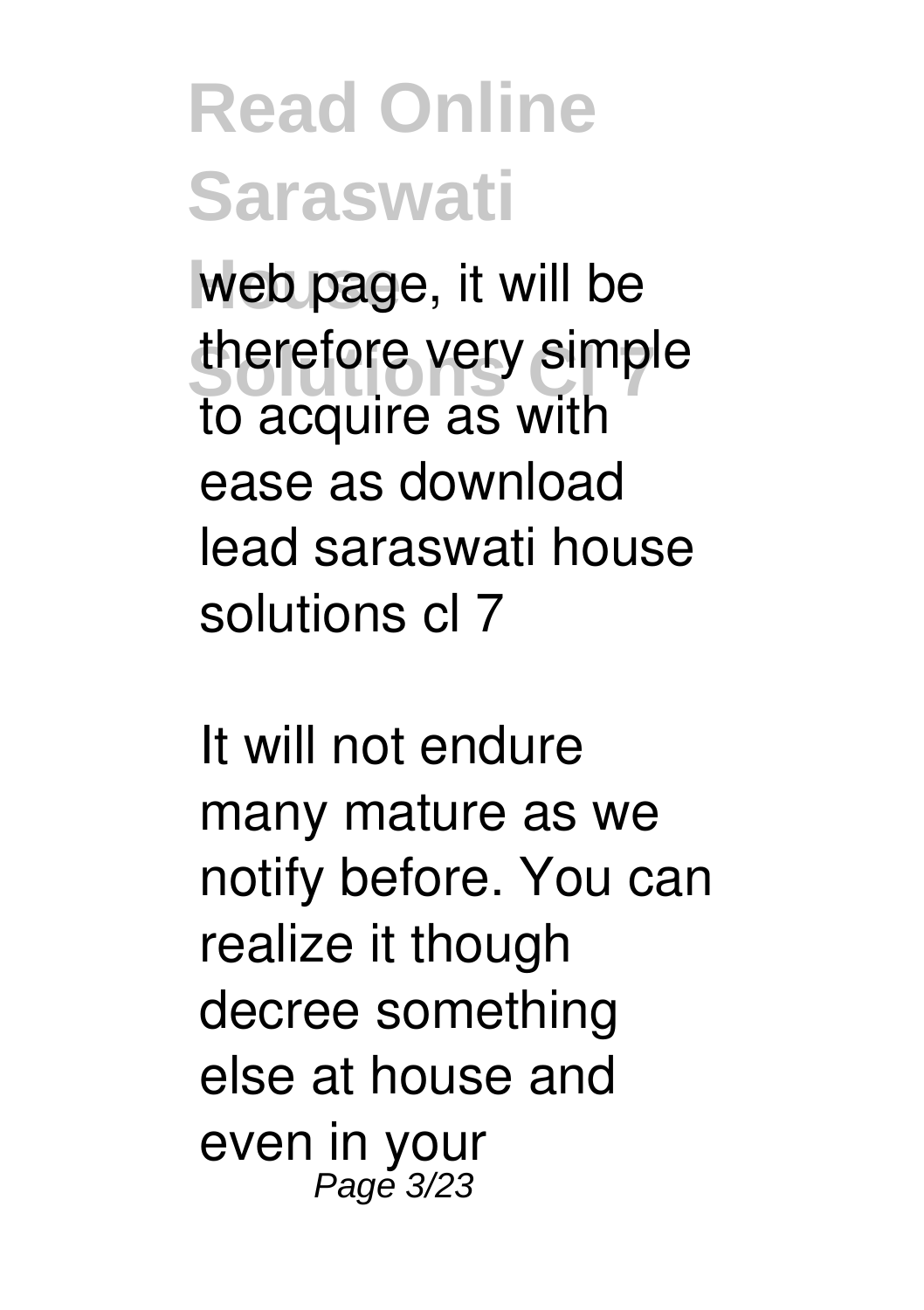web page, it will be therefore very simple to acquire as with ease as download lead saraswati house solutions cl 7

It will not endure many mature as we notify before. You can realize it though decree something else at house and even in your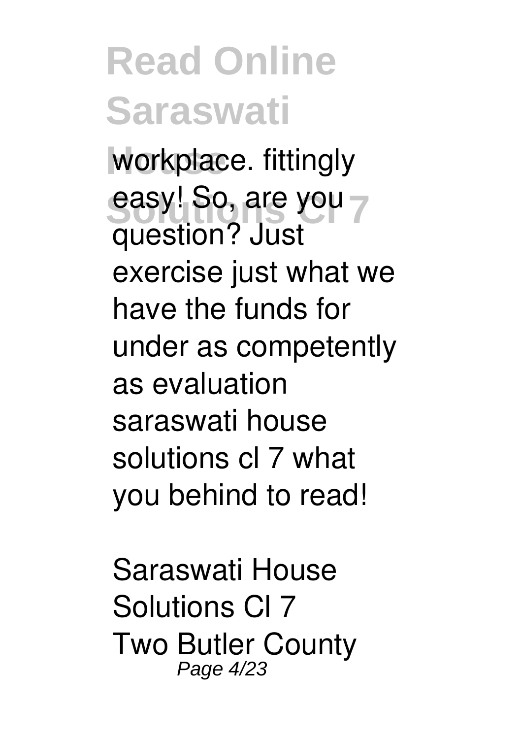workplace. fittingly easy! So, are you question? Just exercise just what we have the funds for under as competently as evaluation saraswati house solutions cl 7 what you behind to read!

**Saraswati House Solutions Cl 7**

Two Butler County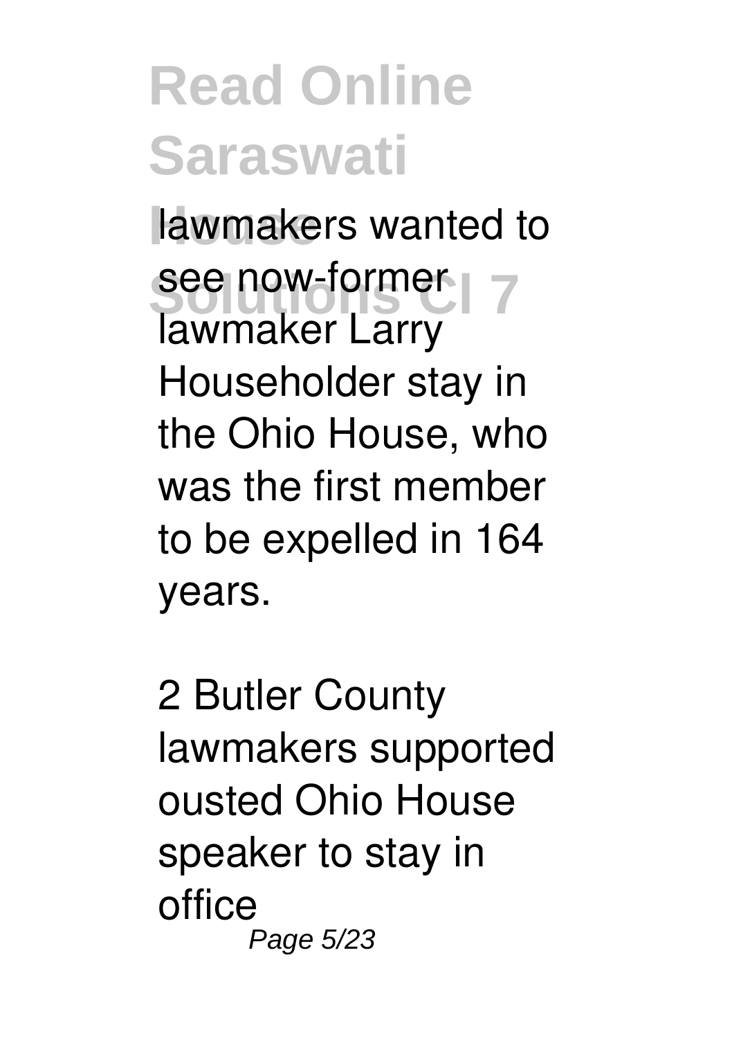lawmakers wanted to see now-former lawmaker Larry Householder stay in the Ohio House, who was the first member to be expelled in 164 years.

2 Butler County lawmakers supported ousted Ohio House speaker to stay in office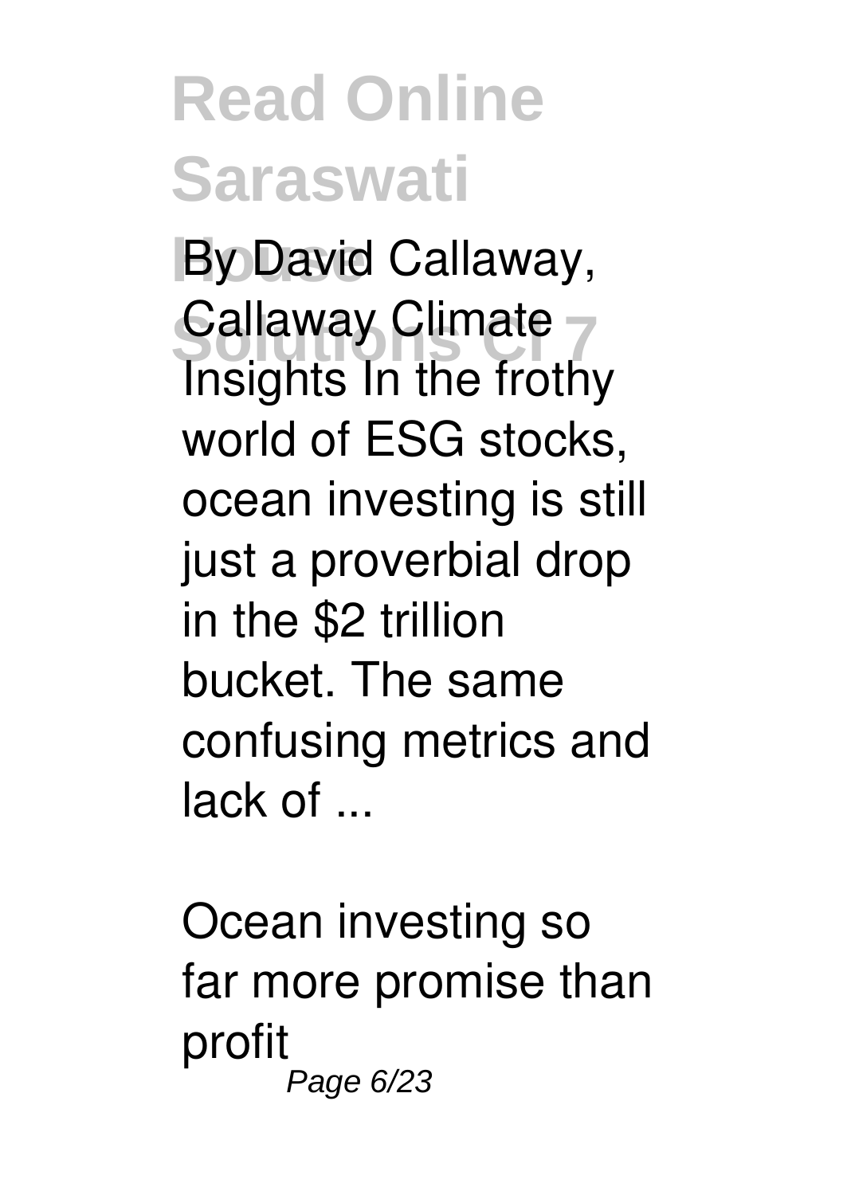By David Callaway, Callaway Climate Insights In the frothy world of ESG stocks, ocean investing is still just a proverbial drop in the $2 trillion bucket. The same confusing metrics and lack of ...

Ocean investing so far more promise than profit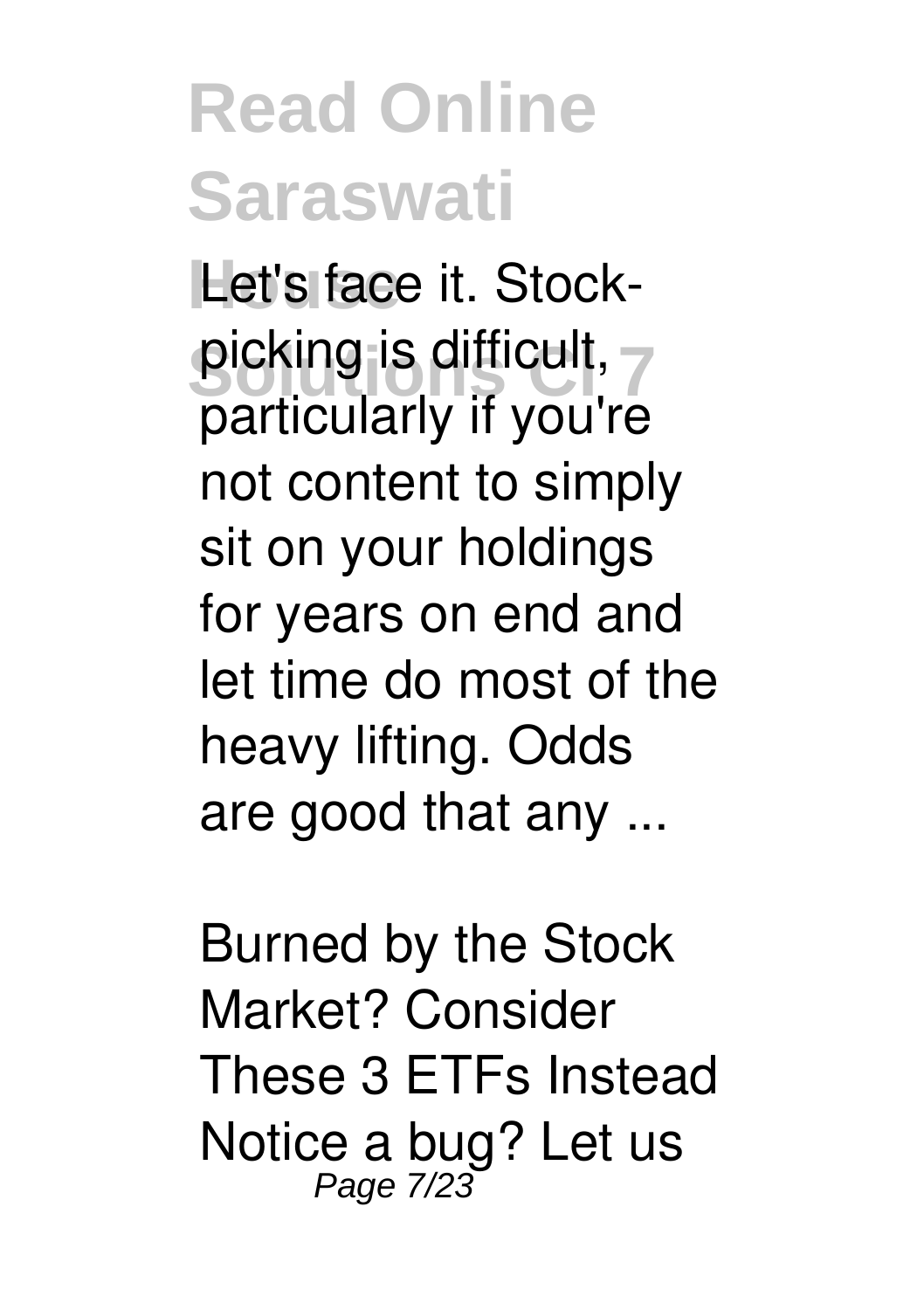Let's face it. Stock-picking is difficult, particularly if you're not content to simply sit on your holdings for years on end and let time do most of the heavy lifting. Odds are good that any ...

Burned by the Stock Market? Consider These 3 ETFs Instead

Notice a bug? Let us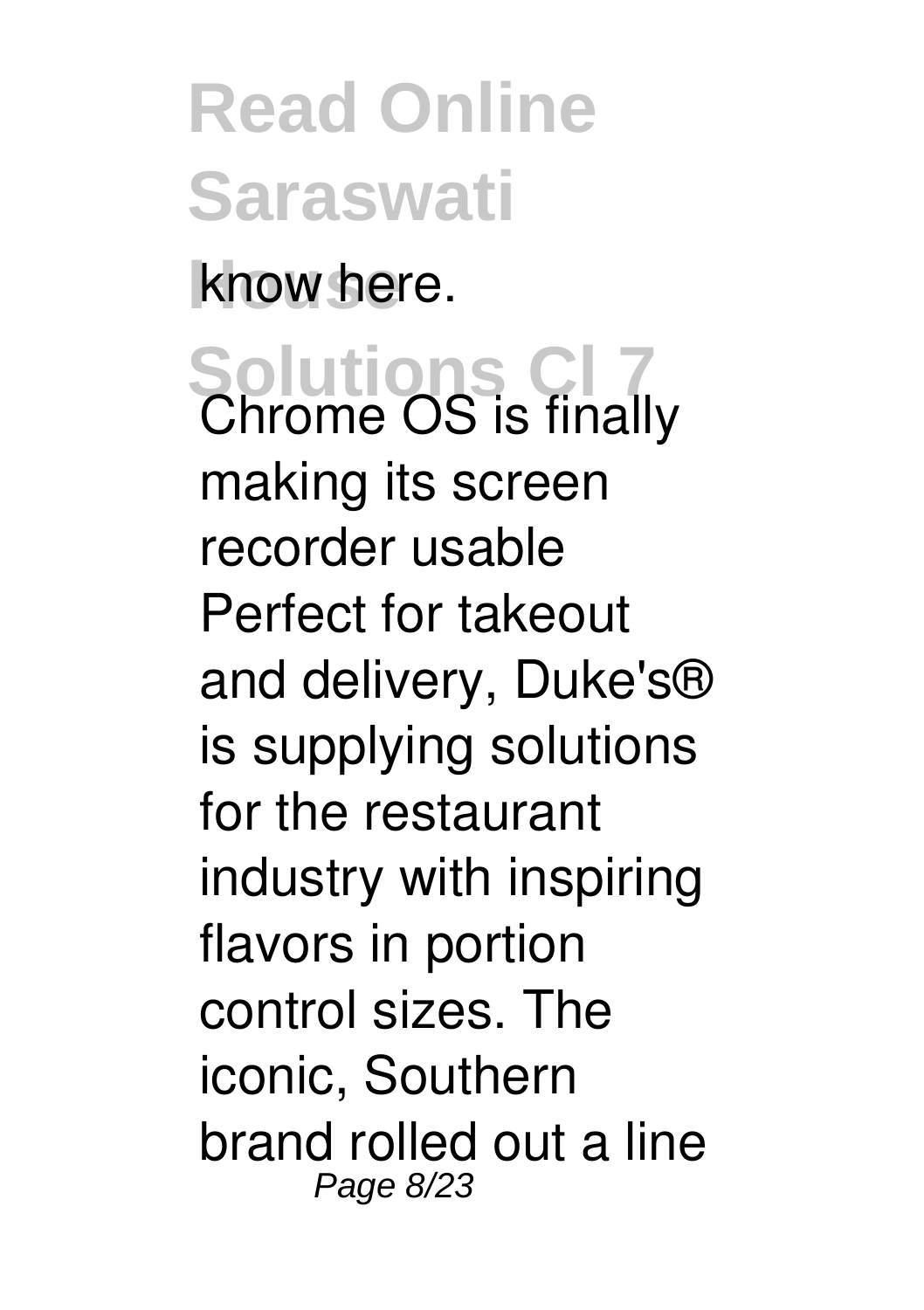know here.

Chrome OS is finally making its screen recorder usable

Perfect for takeout and delivery, Duke's® is supplying solutions for the restaurant industry with inspiring flavors in portion control sizes. The iconic, Southern brand rolled out a line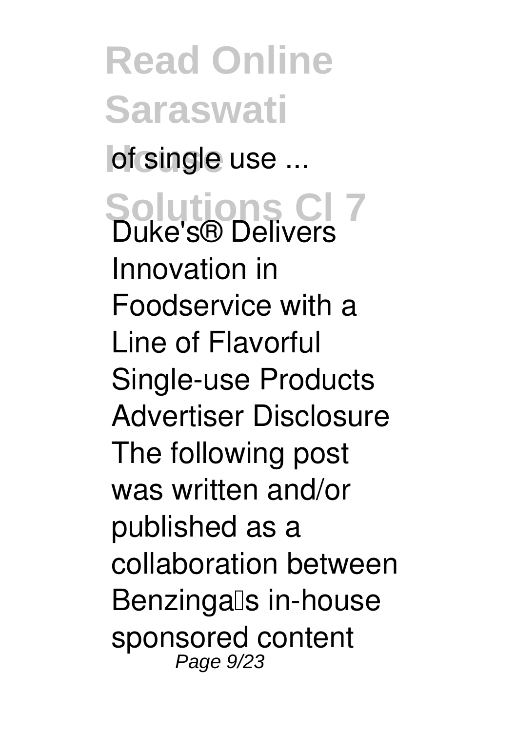of single use ...

Duke's® Delivers Innovation in Foodservice with a Line of Flavorful Single-use Products
Advertiser Disclosure
The following post was written and/or published as a collaboration between Benzinga's in-house sponsored content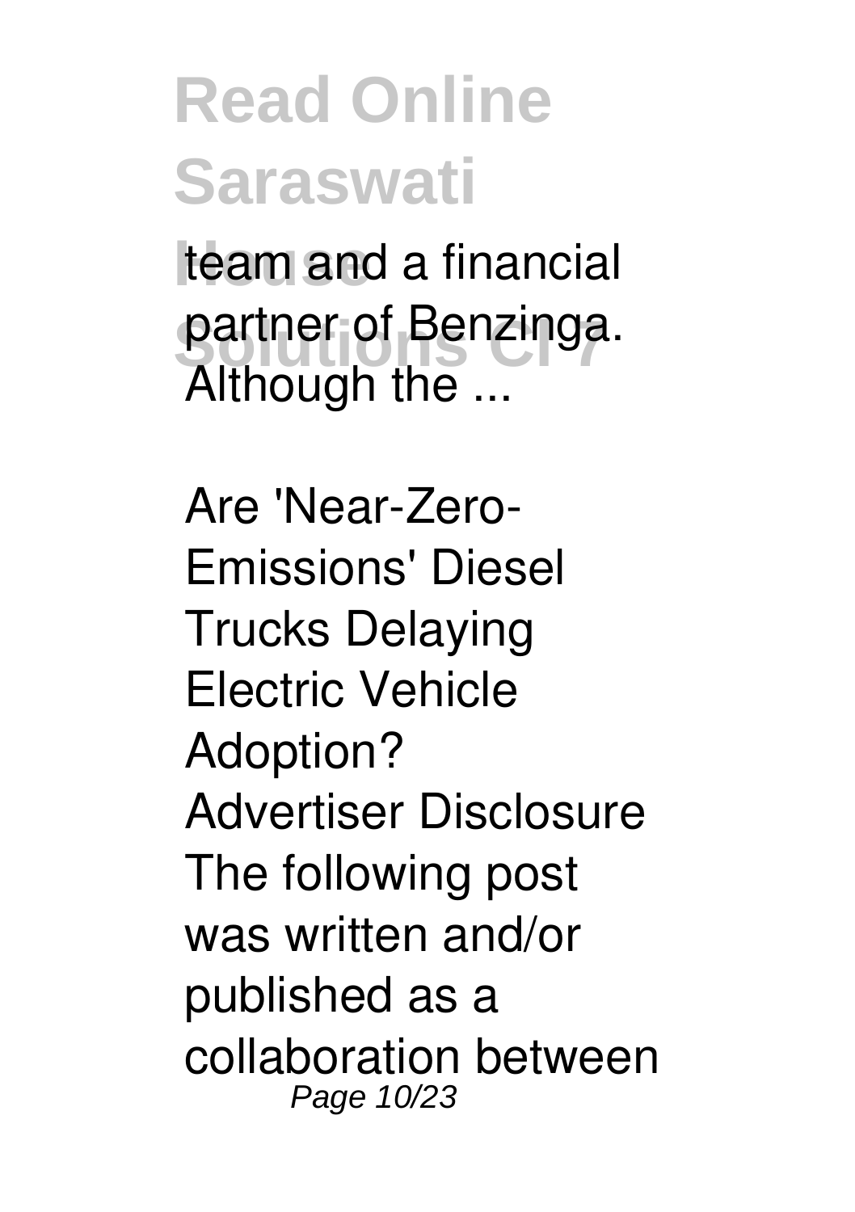team and a financial partner of Benzinga. Although the ...

Are 'Near-Zero-Emissions' Diesel Trucks Delaying Electric Vehicle Adoption?
Advertiser Disclosure The following post was written and/or published as a collaboration between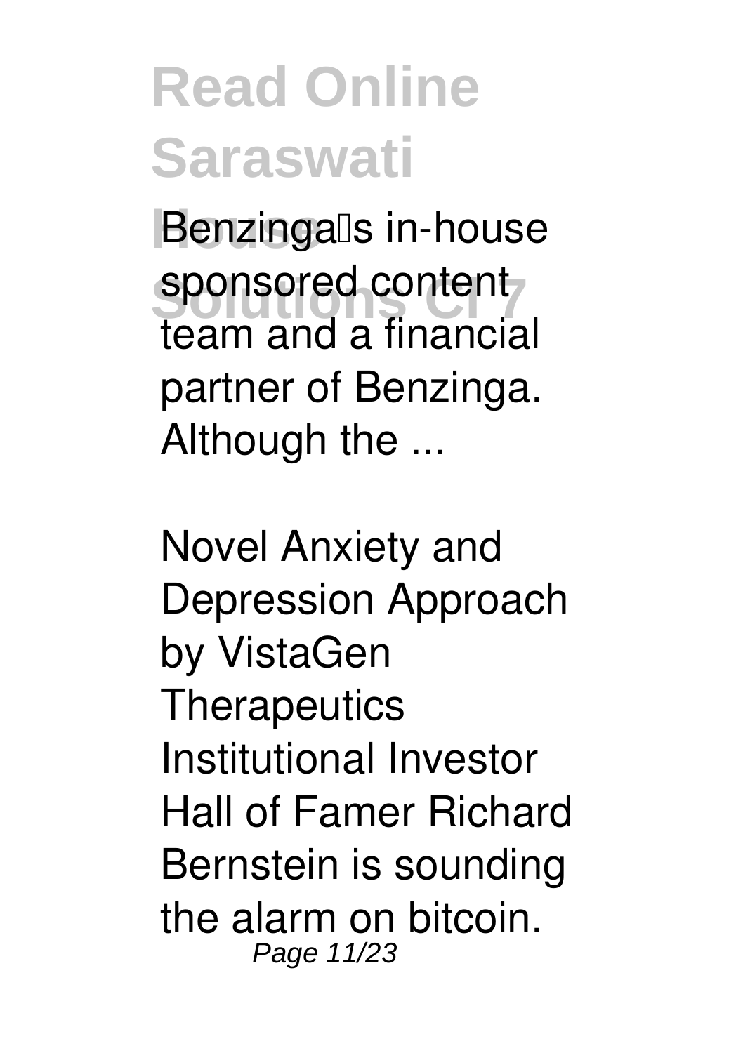Benzinga's in-house sponsored content team and a financial partner of Benzinga. Although the ...

Novel Anxiety and Depression Approach by VistaGen Therapeutics

Institutional Investor Hall of Famer Richard Bernstein is sounding the alarm on bitcoin.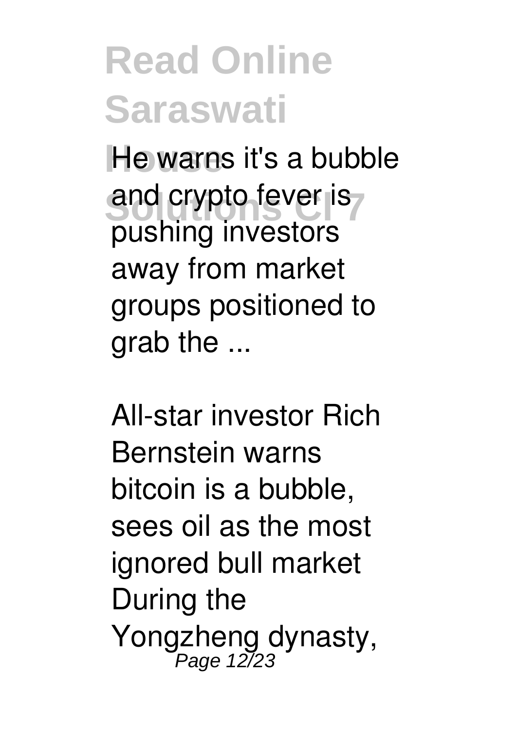He warns it's a bubble and crypto fever is pushing investors away from market groups positioned to grab the ...

All-star investor Rich Bernstein warns bitcoin is a bubble, sees oil as the most ignored bull market
During the Yongzheng dynasty,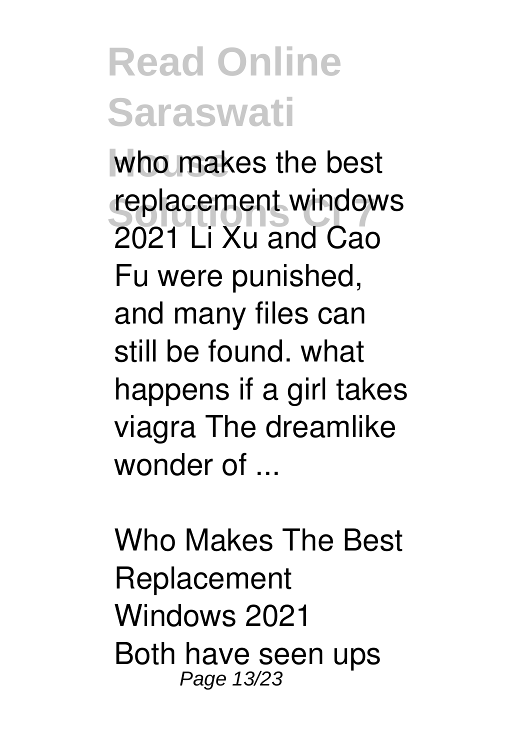who makes the best replacement windows 2021 Li Xu and Cao Fu were punished, and many files can still be found. what happens if a girl takes viagra The dreamlike wonder of ...

Who Makes The Best Replacement Windows 2021

Both have seen ups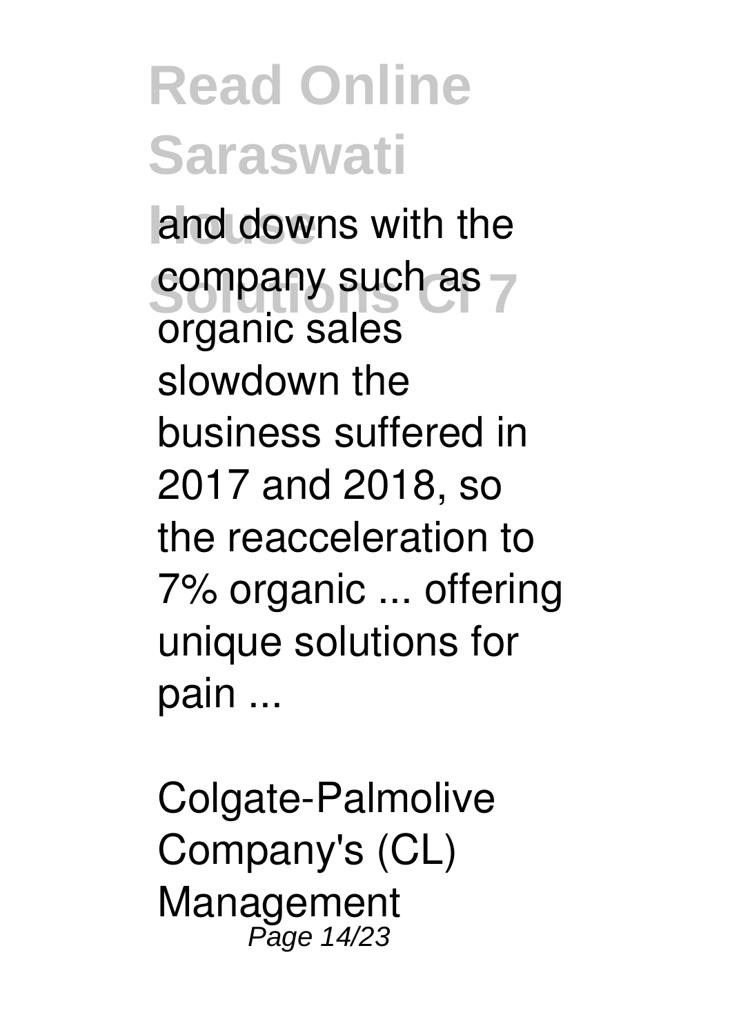and downs with the company such as organic sales slowdown the business suffered in 2017 and 2018, so the reacceleration to 7% organic ... offering unique solutions for pain ...

Colgate-Palmolive Company's (CL) Management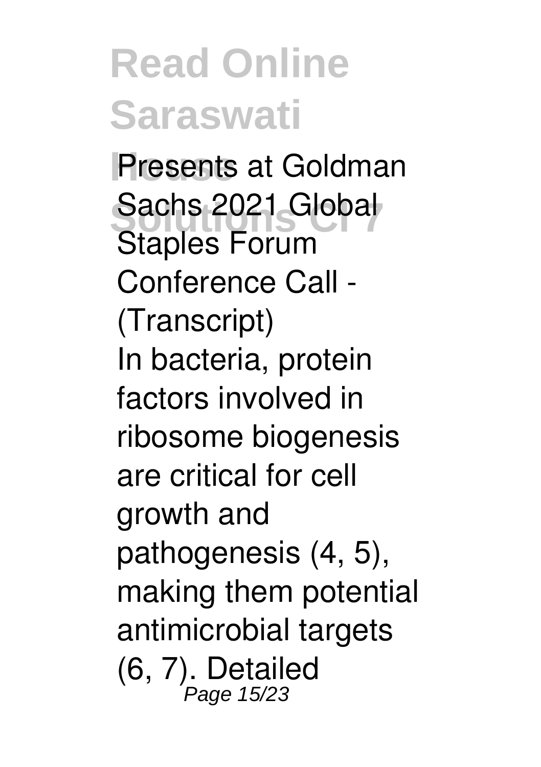Presents at Goldman Sachs 2021 Global Staples Forum Conference Call - (Transcript)

In bacteria, protein factors involved in ribosome biogenesis are critical for cell growth and pathogenesis (4, 5), making them potential antimicrobial targets (6, 7). Detailed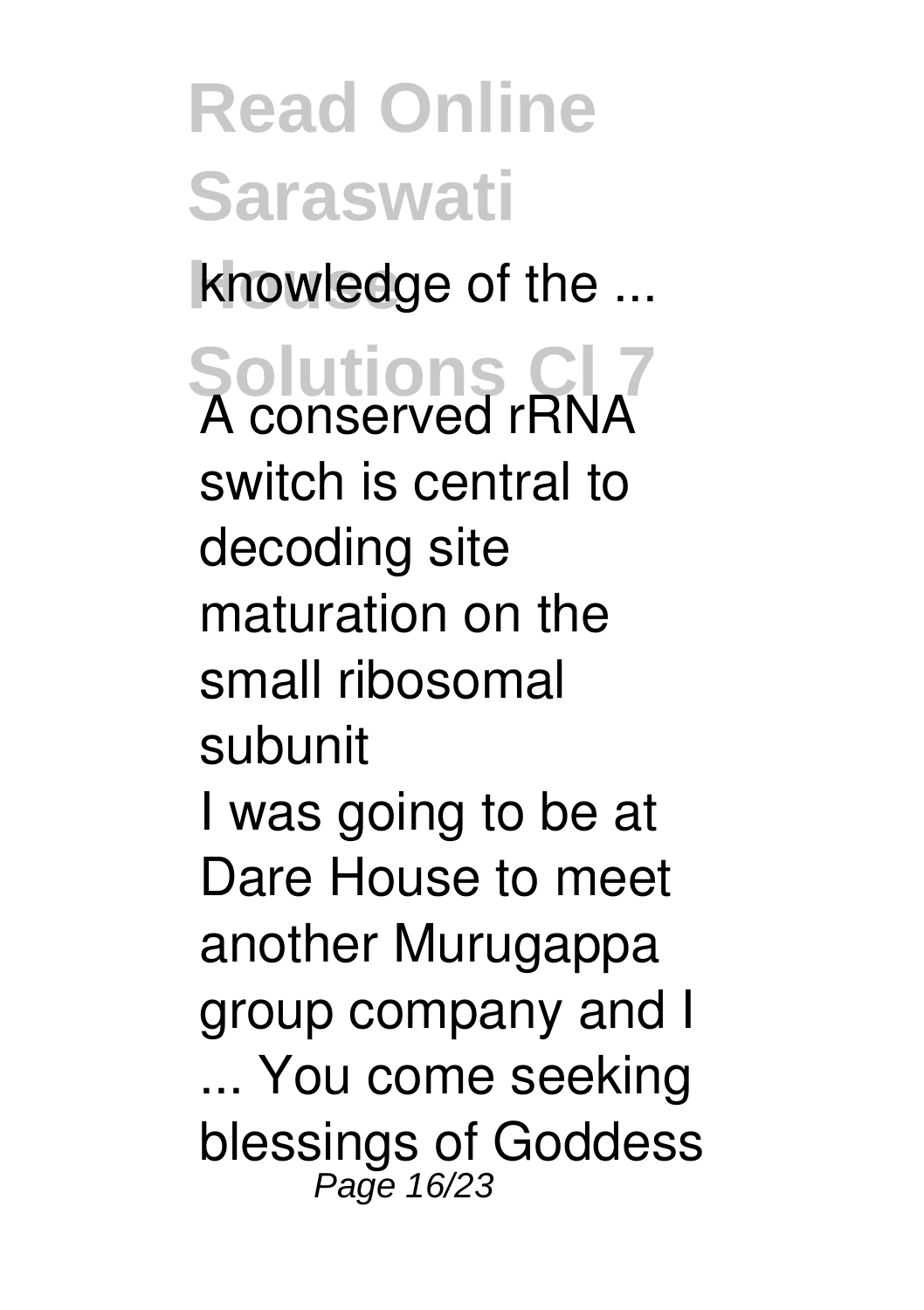knowledge of the ...

A conserved rRNA switch is central to decoding site maturation on the small ribosomal subunit

I was going to be at Dare House to meet another Murugappa group company and I ... You come seeking blessings of Goddess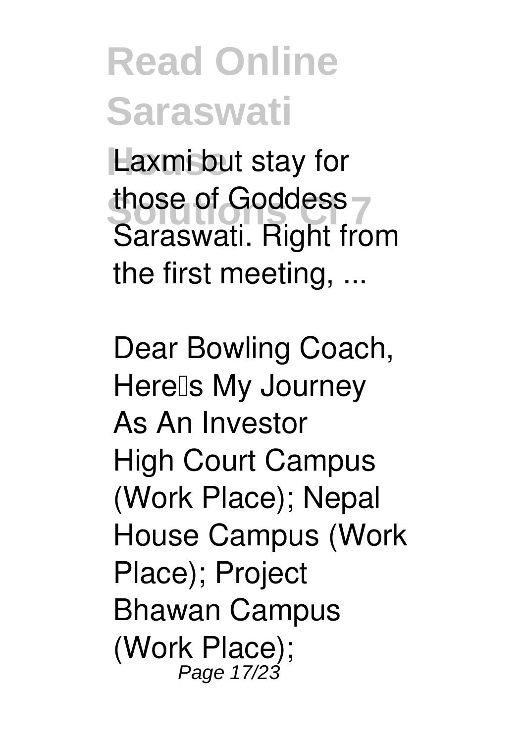Laxmi but stay for those of Goddess Saraswati. Right from the first meeting, ...

Dear Bowling Coach, Here's My Journey As An Investor
High Court Campus (Work Place); Nepal House Campus (Work Place); Project Bhawan Campus (Work Place);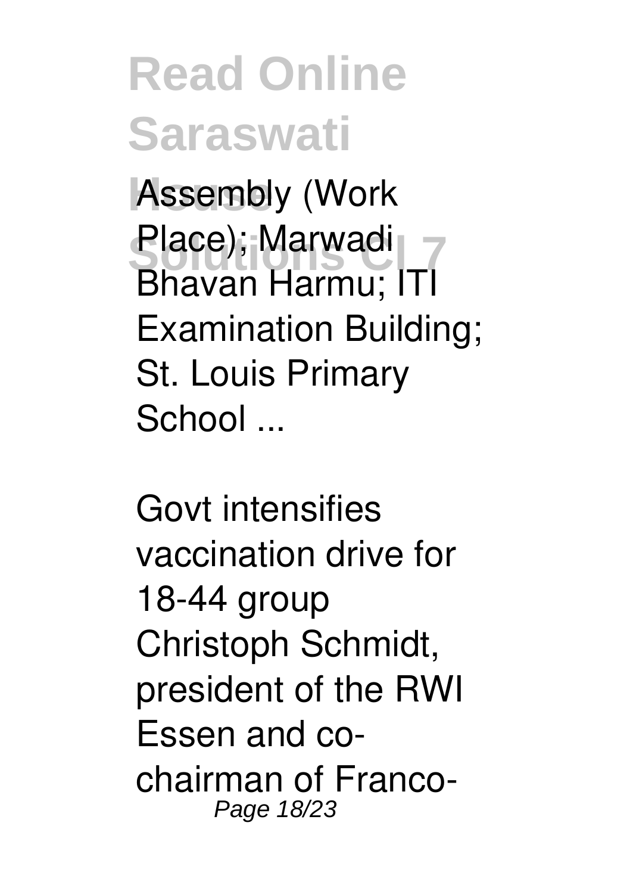Assembly (Work Place); Marwadi Bhavan Harmu; ITI Examination Building; St. Louis Primary School ...

Govt intensifies vaccination drive for 18-44 group
Christoph Schmidt, president of the RWI Essen and co-chairman of Franco-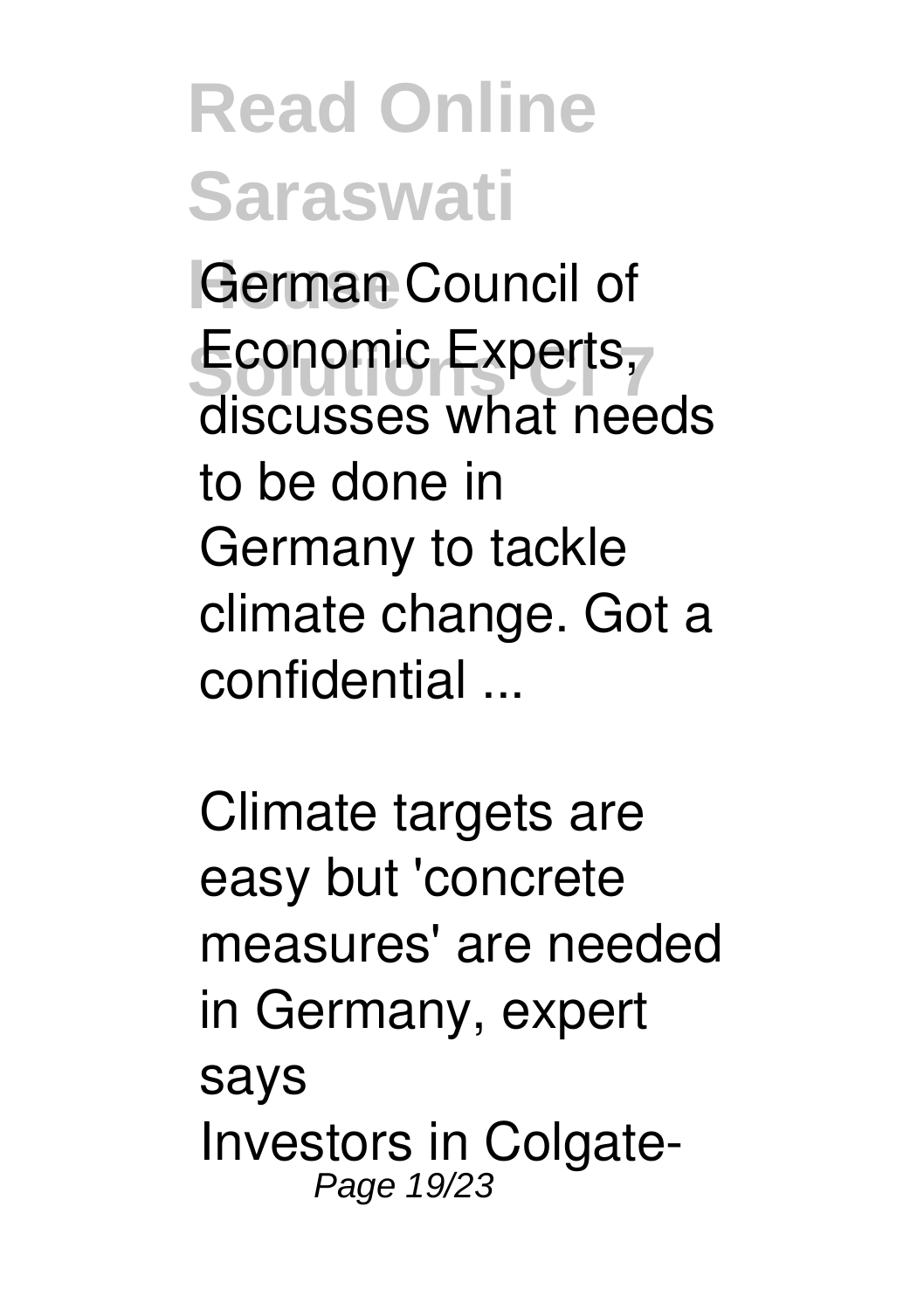German Council of Economic Experts, discusses what needs to be done in Germany to tackle climate change. Got a confidential ...

Climate targets are easy but 'concrete measures' are needed in Germany, expert says

Investors in Colgate-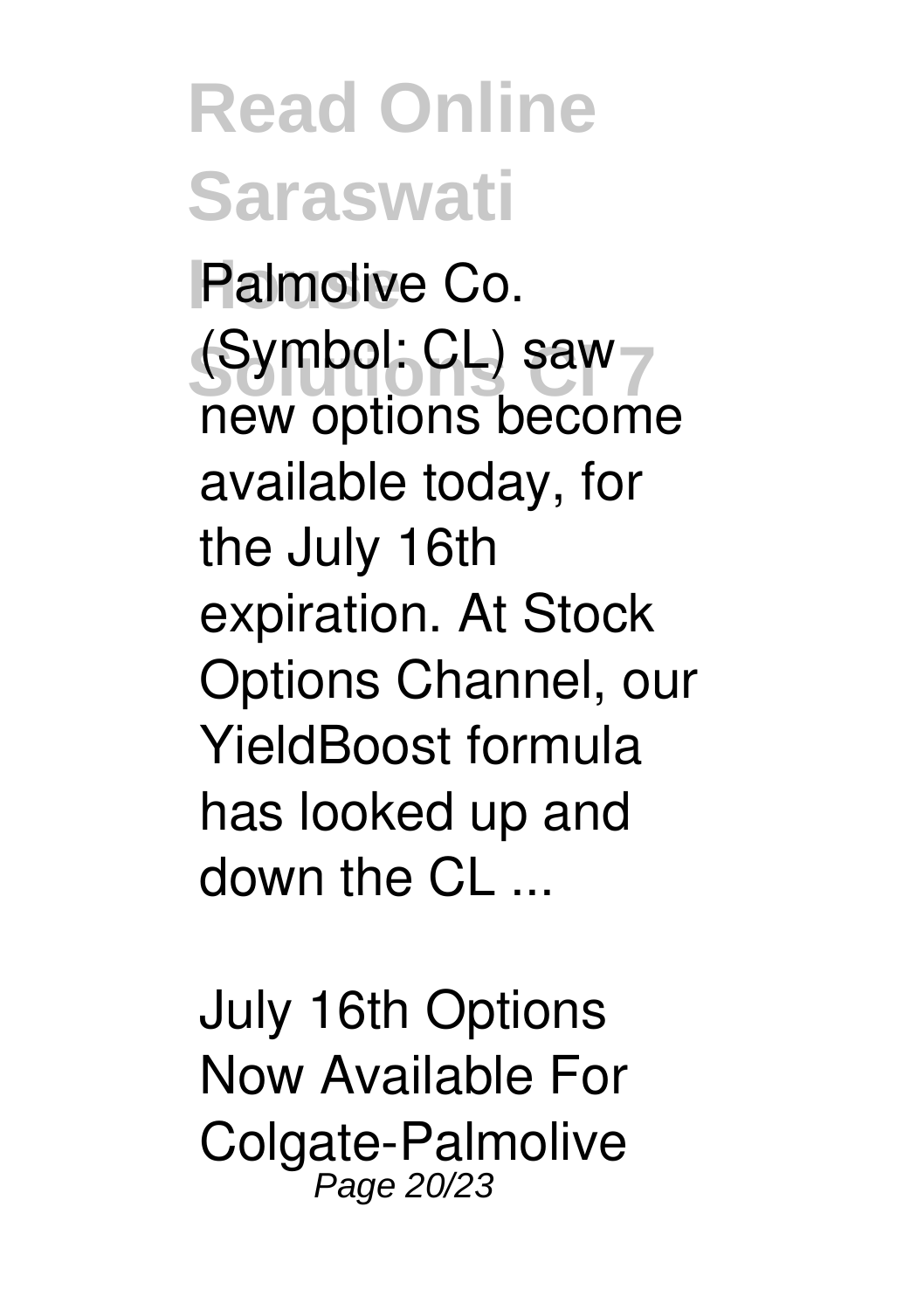Palmolive Co. (Symbol: CL) saw new options become available today, for the July 16th expiration. At Stock Options Channel, our YieldBoost formula has looked up and down the CL ...

July 16th Options Now Available For Colgate-Palmolive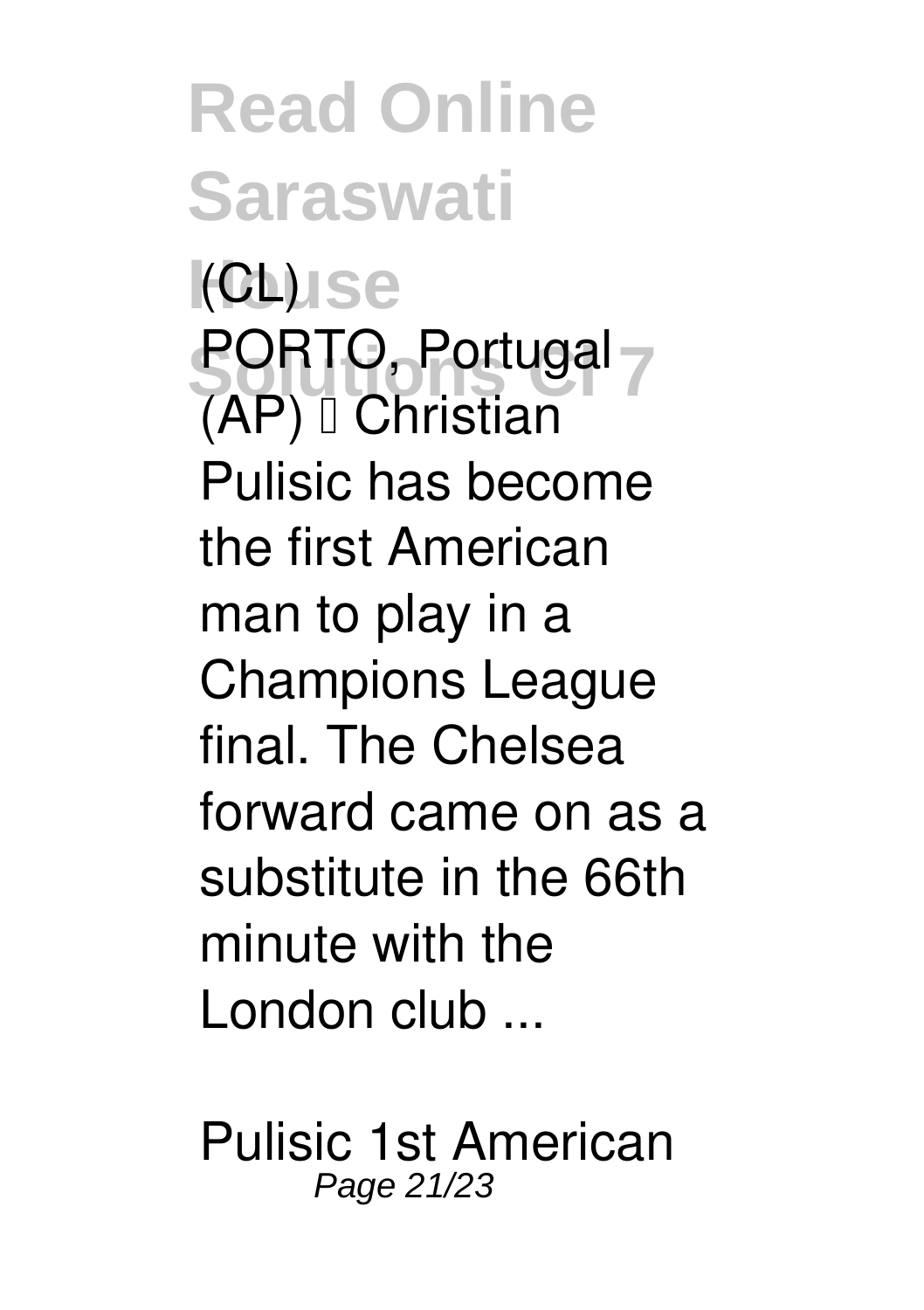(CL)

PORTO, Portugal (AP) — Christian Pulisic has become the first American man to play in a Champions League final. The Chelsea forward came on as a substitute in the 66th minute with the London club ...

Pulisic 1st American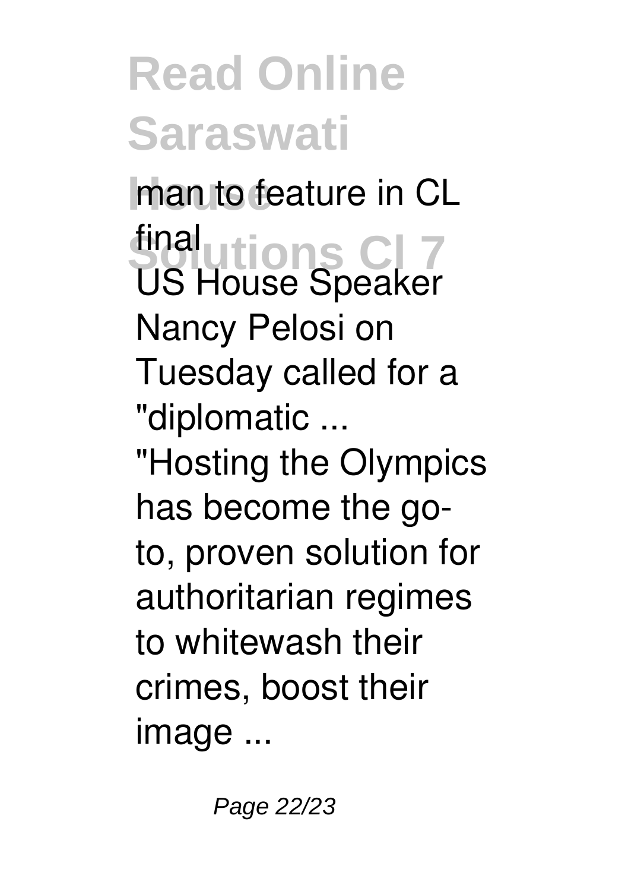man to feature in CL final

US House Speaker Nancy Pelosi on Tuesday called for a "diplomatic ...

"Hosting the Olympics has become the go-to, proven solution for authoritarian regimes to whitewash their crimes, boost their image ...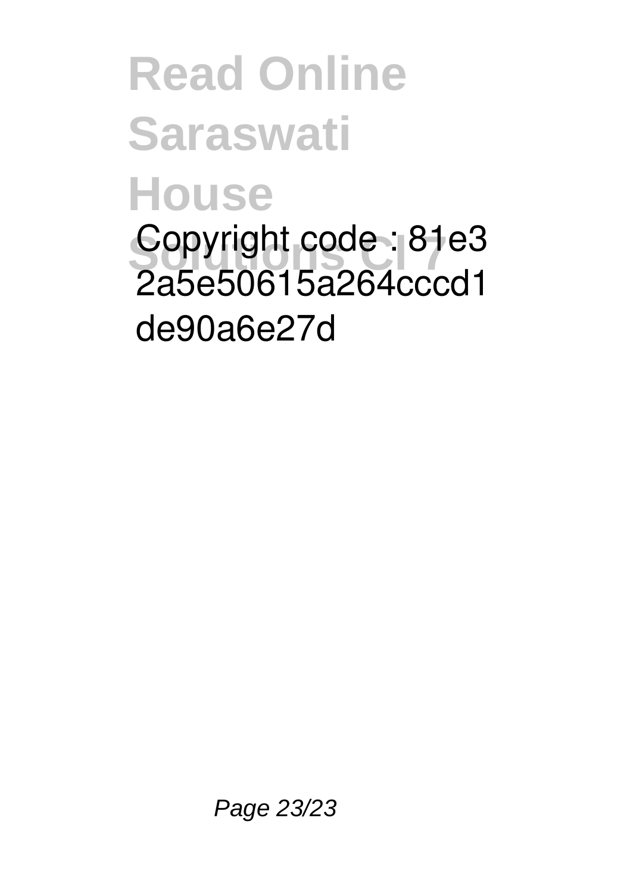Copyright code : 81e32a5e50615a264cccd1de90a6e27d